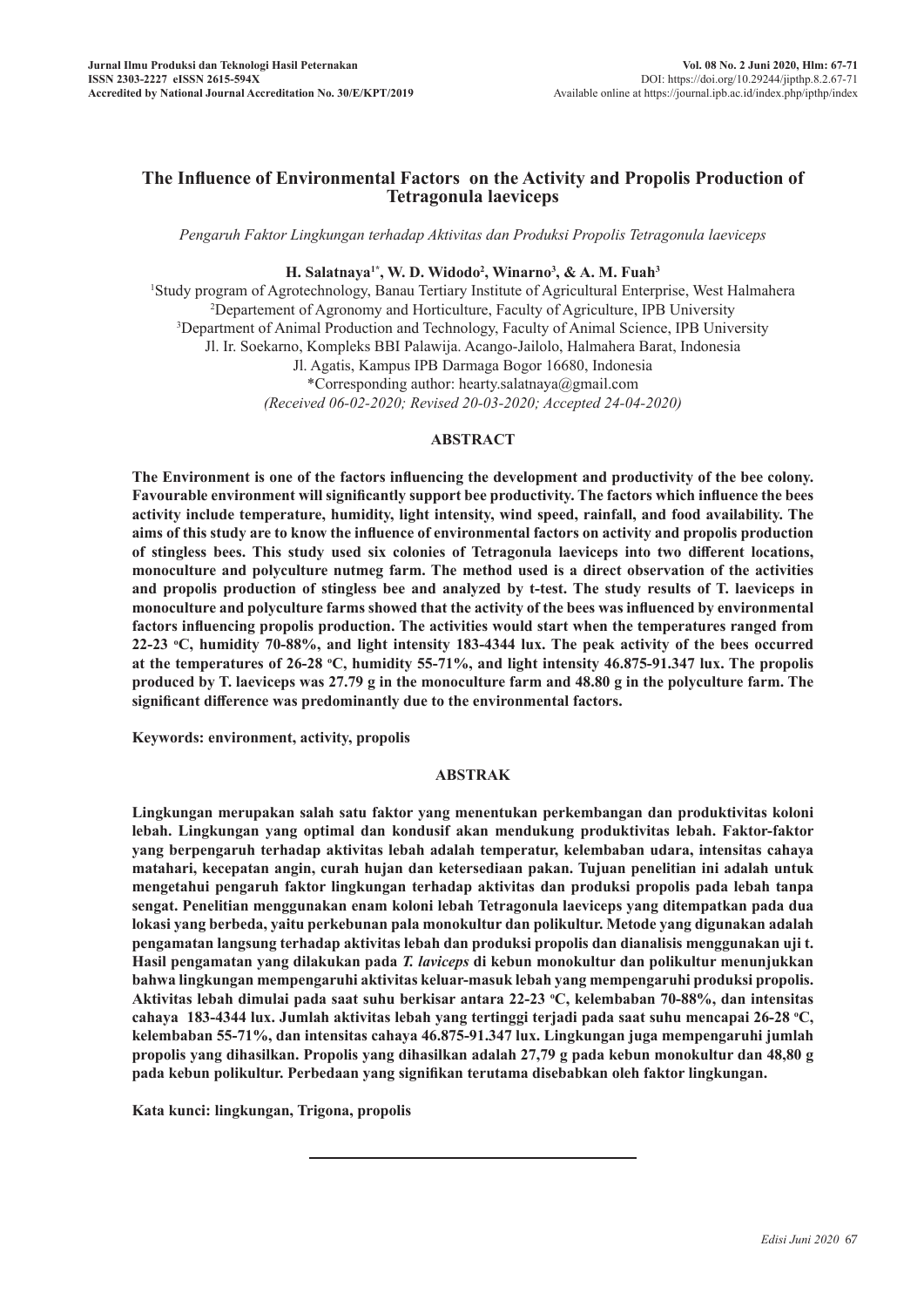# The Influence of Environmental Factors on the Activity and Propolis Production of Tetragonula laeviceps

*Pengaruh Faktor Lingkungan terhadap Aktivitas dan Produksi Propolis Tetragonula laeviceps*

**H. Salatnaya[1*], W. D. Widodo[2], Winarno[3], & A. M. Fuah[3]**

[1]Study program of Agrotechnology, Banau Tertiary Institute of Agricultural Enterprise, West Halmahera
[2]Departement of Agronomy and Horticulture, Faculty of Agriculture, IPB University
[3]Department of Animal Production and Technology, Faculty of Animal Science, IPB University
Jl. Ir. Soekarno, Kompleks BBI Palawija. Acango-Jailolo, Halmahera Barat, Indonesia
Jl. Agatis, Kampus IPB Darmaga Bogor 16680, Indonesia
*Corresponding author: hearty.salatnaya@gmail.com
*(Received 06-02-2020; Revised 20-03-2020; Accepted 24-04-2020)*

## ABSTRACT

**The Environment is one of the factors influencing the development and productivity of the bee colony. Favourable environment will significantly support bee productivity. The factors which influence the bees activity include temperature, humidity, light intensity, wind speed, rainfall, and food availability. The aims of this study are to know the influence of environmental factors on activity and propolis production of stingless bees. This study used six colonies of Tetragonula laeviceps into two different locations, monoculture and polyculture nutmeg farm. The method used is a direct observation of the activities and propolis production of stingless bee and analyzed by t-test. The study results of T. laeviceps in monoculture and polyculture farms showed that the activity of the bees was influenced by environmental factors influencing propolis production. The activities would start when the temperatures ranged from 22-23 °C, humidity 70-88%, and light intensity 183-4344 lux. The peak activity of the bees occurred at the temperatures of 26-28 °C, humidity 55-71%, and light intensity 46.875-91.347 lux. The propolis produced by T. laeviceps was 27.79 g in the monoculture farm and 48.80 g in the polyculture farm. The significant difference was predominantly due to the environmental factors.**

**Keywords: environment, activity, propolis**

## ABSTRAK

**Lingkungan merupakan salah satu faktor yang menentukan perkembangan dan produktivitas koloni lebah. Lingkungan yang optimal dan kondusif akan mendukung produktivitas lebah. Faktor-faktor yang berpengaruh terhadap aktivitas lebah adalah temperatur, kelembaban udara, intensitas cahaya matahari, kecepatan angin, curah hujan dan ketersediaan pakan. Tujuan penelitian ini adalah untuk mengetahui pengaruh faktor lingkungan terhadap aktivitas dan produksi propolis pada lebah tanpa sengat. Penelitian menggunakan enam koloni lebah Tetragonula laeviceps yang ditempatkan pada dua lokasi yang berbeda, yaitu perkebunan pala monokultur dan polikultur. Metode yang digunakan adalah pengamatan langsung terhadap aktivitas lebah dan produksi propolis dan dianalisis menggunakan uji t. Hasil pengamatan yang dilakukan pada *T. laviceps* di kebun monokultur dan polikultur menunjukkan bahwa lingkungan mempengaruhi aktivitas keluar-masuk lebah yang mempengaruhi produksi propolis. Aktivitas lebah dimulai pada saat suhu berkisar antara 22-23 °C, kelembaban 70-88%, dan intensitas cahaya 183-4344 lux. Jumlah aktivitas lebah yang tertinggi terjadi pada saat suhu mencapai 26-28 °C, kelembaban 55-71%, dan intensitas cahaya 46.875-91.347 lux. Lingkungan juga mempengaruhi jumlah propolis yang dihasilkan. Propolis yang dihasilkan adalah 27,79 g pada kebun monokultur dan 48,80 g pada kebun polikultur. Perbedaan yang signifikan terutama disebabkan oleh faktor lingkungan.**

**Kata kunci: lingkungan, Trigona, propolis**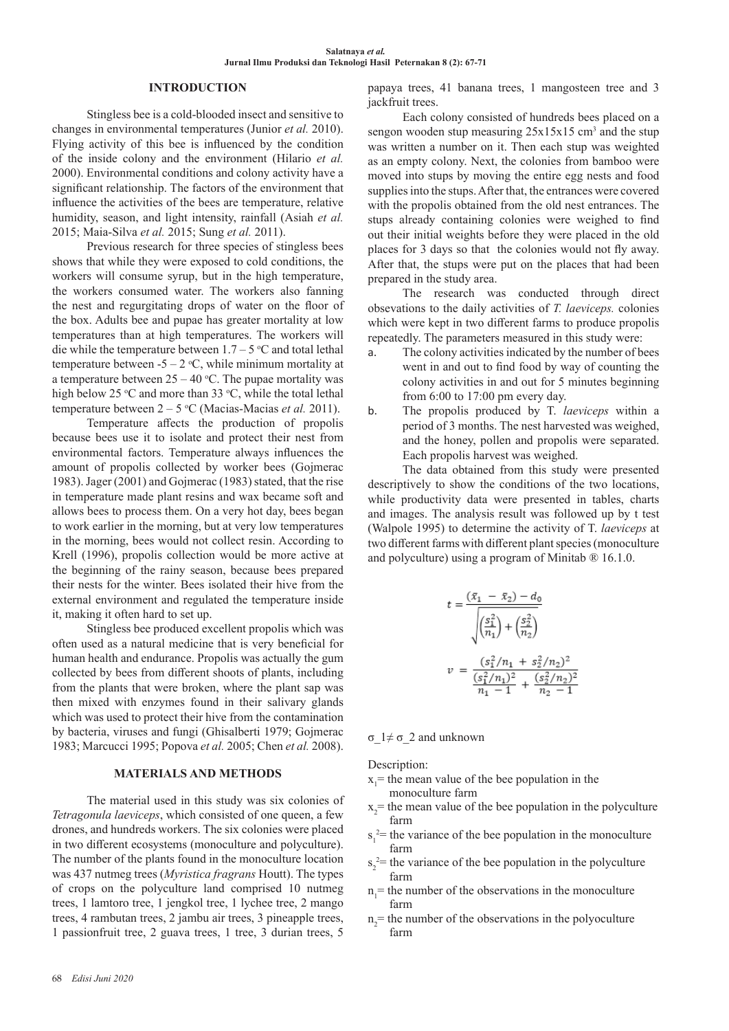## INTRODUCTION

Stingless bee is a cold-blooded insect and sensitive to changes in environmental temperatures (Junior *et al.* 2010). Flying activity of this bee is influenced by the condition of the inside colony and the environment (Hilario *et al.* 2000). Environmental conditions and colony activity have a significant relationship. The factors of the environment that influence the activities of the bees are temperature, relative humidity, season, and light intensity, rainfall (Asiah *et al.* 2015; Maia-Silva *et al.* 2015; Sung *et al.* 2011).

Previous research for three species of stingless bees shows that while they were exposed to cold conditions, the workers will consume syrup, but in the high temperature, the workers consumed water. The workers also fanning the nest and regurgitating drops of water on the floor of the box. Adults bee and pupae has greater mortality at low temperatures than at high temperatures. The workers will die while the temperature between 1.7 – 5 °C and total lethal temperature between -5 – 2 °C, while minimum mortality at a temperature between 25 – 40 °C. The pupae mortality was high below 25 °C and more than 33 °C, while the total lethal temperature between 2 – 5 °C (Macias-Macias *et al.* 2011).

Temperature affects the production of propolis because bees use it to isolate and protect their nest from environmental factors. Temperature always influences the amount of propolis collected by worker bees (Gojmerac 1983). Jager (2001) and Gojmerac (1983) stated, that the rise in temperature made plant resins and wax became soft and allows bees to process them. On a very hot day, bees began to work earlier in the morning, but at very low temperatures in the morning, bees would not collect resin. According to Krell (1996), propolis collection would be more active at the beginning of the rainy season, because bees prepared their nests for the winter. Bees isolated their hive from the external environment and regulated the temperature inside it, making it often hard to set up.

Stingless bee produced excellent propolis which was often used as a natural medicine that is very beneficial for human health and endurance. Propolis was actually the gum collected by bees from different shoots of plants, including from the plants that were broken, where the plant sap was then mixed with enzymes found in their salivary glands which was used to protect their hive from the contamination by bacteria, viruses and fungi (Ghisalberti 1979; Gojmerac 1983; Marcucci 1995; Popova *et al.* 2005; Chen *et al.* 2008).

## MATERIALS AND METHODS

The material used in this study was six colonies of *Tetragonula laeviceps*, which consisted of one queen, a few drones, and hundreds workers. The six colonies were placed in two different ecosystems (monoculture and polyculture). The number of the plants found in the monoculture location was 437 nutmeg trees (*Myristica fragrans* Houtt). The types of crops on the polyculture land comprised 10 nutmeg trees, 1 lamtoro tree, 1 jengkol tree, 1 lychee tree, 2 mango trees, 4 rambutan trees, 2 jambu air trees, 3 pineapple trees, 1 passionfruit tree, 2 guava trees, 1 tree, 3 durian trees, 5 papaya trees, 41 banana trees, 1 mangosteen tree and 3 jackfruit trees.

Each colony consisted of hundreds bees placed on a sengon wooden stup measuring 25x15x15 $cm^3$ and the stup was written a number on it. Then each stup was weighted as an empty colony. Next, the colonies from bamboo were moved into stups by moving the entire egg nests and food supplies into the stups. After that, the entrances were covered with the propolis obtained from the old nest entrances. The stups already containing colonies were weighed to find out their initial weights before they were placed in the old places for 3 days so that the colonies would not fly away. After that, the stups were put on the places that had been prepared in the study area.

The research was conducted through direct obsevations to the daily activities of *T. laeviceps.* colonies which were kept in two different farms to produce propolis repeatedly. The parameters measured in this study were:

a. The colony activities indicated by the number of bees went in and out to find food by way of counting the colony activities in and out for 5 minutes beginning from 6:00 to 17:00 pm every day.
b. The propolis produced by T. *laeviceps* within a period of 3 months. The nest harvested was weighed, and the honey, pollen and propolis were separated. Each propolis harvest was weighed.

The data obtained from this study were presented descriptively to show the conditions of the two locations, while productivity data were presented in tables, charts and images. The analysis result was followed up by t test (Walpole 1995) to determine the activity of T. *laeviceps* at two different farms with different plant species (monoculture and polyculture) using a program of Minitab ® 16.1.0.

$$t = \frac{(\bar{x}_1 - \bar{x}_2) - d_0}{\sqrt{\left(\frac{s_1^2}{n_1}\right) + \left(\frac{s_2^2}{n_2}\right)}}$$

$$v = \frac{(s_1^2/n_1 + s_2^2/n_2)^2}{\frac{(s_1^2/n_1)^2}{n_1 - 1} + \frac{(s_2^2/n_2)^2}{n_2 - 1}}$$

$\sigma_1 \neq \sigma_2$ and unknown

Description:

$x_1$= the mean value of the bee population in the monoculture farm
$x_2$= the mean value of the bee population in the polyculture farm
$s_1^2$= the variance of the bee population in the monoculture farm
$s_2^2$= the variance of the bee population in the polyculture farm
$n_1$= the number of the observations in the monoculture farm
$n_2$= the number of the observations in the polyoculture farm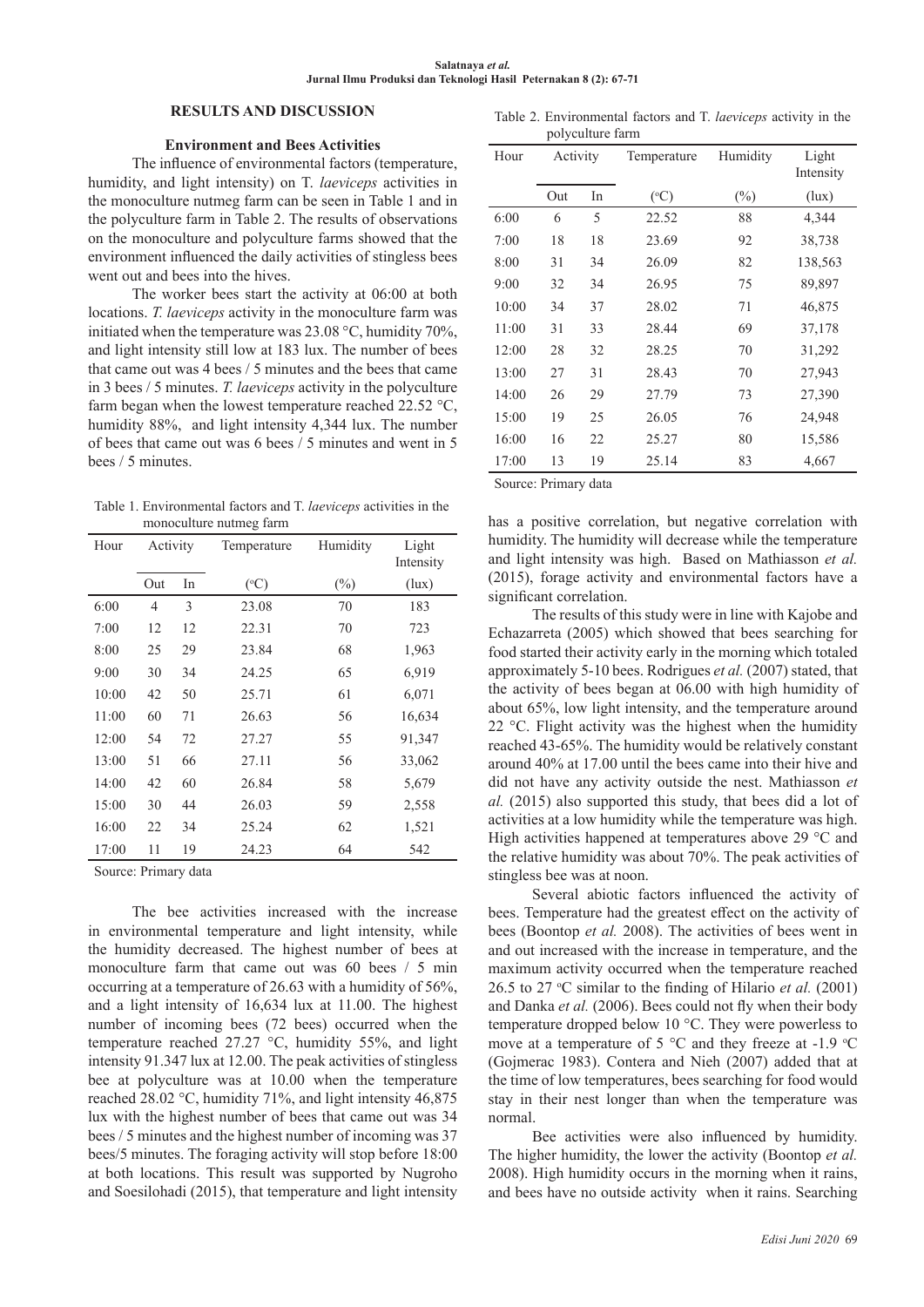## RESULTS AND DISCUSSION

### Environment and Bees Activities

The influence of environmental factors (temperature, humidity, and light intensity) on T. *laeviceps* activities in the monoculture nutmeg farm can be seen in Table 1 and in the polyculture farm in Table 2. The results of observations on the monoculture and polyculture farms showed that the environment influenced the daily activities of stingless bees went out and bees into the hives.

The worker bees start the activity at 06:00 at both locations. *T. laeviceps* activity in the monoculture farm was initiated when the temperature was 23.08 °C, humidity 70%, and light intensity still low at 183 lux. The number of bees that came out was 4 bees / 5 minutes and the bees that came in 3 bees / 5 minutes. *T. laeviceps* activity in the polyculture farm began when the lowest temperature reached 22.52 °C, humidity 88%, and light intensity 4,344 lux. The number of bees that came out was 6 bees / 5 minutes and went in 5 bees / 5 minutes.

Table 1. Environmental factors and T. *laeviceps* activities in the monoculture nutmeg farm

| Hour | Activity | | Temperature | Humidity | Light Intensity |
|---|---|---|---|---|---|
| | Out | In | (°C) | (%) | (lux) |
| 6:00 | 4 | 3 | 23.08 | 70 | 183 |
| 7:00 | 12 | 12 | 22.31 | 70 | 723 |
| 8:00 | 25 | 29 | 23.84 | 68 | 1,963 |
| 9:00 | 30 | 34 | 24.25 | 65 | 6,919 |
| 10:00 | 42 | 50 | 25.71 | 61 | 6,071 |
| 11:00 | 60 | 71 | 26.63 | 56 | 16,634 |
| 12:00 | 54 | 72 | 27.27 | 55 | 91,347 |
| 13:00 | 51 | 66 | 27.11 | 56 | 33,062 |
| 14:00 | 42 | 60 | 26.84 | 58 | 5,679 |
| 15:00 | 30 | 44 | 26.03 | 59 | 2,558 |
| 16:00 | 22 | 34 | 25.24 | 62 | 1,521 |
| 17:00 | 11 | 19 | 24.23 | 64 | 542 |

Source: Primary data

The bee activities increased with the increase in environmental temperature and light intensity, while the humidity decreased. The highest number of bees at monoculture farm that came out was 60 bees / 5 min occurring at a temperature of 26.63 with a humidity of 56%, and a light intensity of 16,634 lux at 11.00. The highest number of incoming bees (72 bees) occurred when the temperature reached 27.27 °C, humidity 55%, and light intensity 91.347 lux at 12.00. The peak activities of stingless bee at polyculture was at 10.00 when the temperature reached 28.02 °C, humidity 71%, and light intensity 46,875 lux with the highest number of bees that came out was 34 bees / 5 minutes and the highest number of incoming was 37 bees/5 minutes. The foraging activity will stop before 18:00 at both locations. This result was supported by Nugroho and Soesilohadi (2015), that temperature and light intensity

Table 2. Environmental factors and T. *laeviceps* activity in the polyculture farm

| Hour | Activity | | Temperature | Humidity | Light Intensity |
|---|---|---|---|---|---|
| | Out | In | (°C) | (%) | (lux) |
| 6:00 | 6 | 5 | 22.52 | 88 | 4,344 |
| 7:00 | 18 | 18 | 23.69 | 92 | 38,738 |
| 8:00 | 31 | 34 | 26.09 | 82 | 138,563 |
| 9:00 | 32 | 34 | 26.95 | 75 | 89,897 |
| 10:00 | 34 | 37 | 28.02 | 71 | 46,875 |
| 11:00 | 31 | 33 | 28.44 | 69 | 37,178 |
| 12:00 | 28 | 32 | 28.25 | 70 | 31,292 |
| 13:00 | 27 | 31 | 28.43 | 70 | 27,943 |
| 14:00 | 26 | 29 | 27.79 | 73 | 27,390 |
| 15:00 | 19 | 25 | 26.05 | 76 | 24,948 |
| 16:00 | 16 | 22 | 25.27 | 80 | 15,586 |
| 17:00 | 13 | 19 | 25.14 | 83 | 4,667 |

Source: Primary data

has a positive correlation, but negative correlation with humidity. The humidity will decrease while the temperature and light intensity was high. Based on Mathiasson *et al.* (2015), forage activity and environmental factors have a significant correlation.

The results of this study were in line with Kajobe and Echazarreta (2005) which showed that bees searching for food started their activity early in the morning which totaled approximately 5-10 bees. Rodrigues *et al.* (2007) stated, that the activity of bees began at 06.00 with high humidity of about 65%, low light intensity, and the temperature around 22 °C. Flight activity was the highest when the humidity reached 43-65%. The humidity would be relatively constant around 40% at 17.00 until the bees came into their hive and did not have any activity outside the nest. Mathiasson *et al.* (2015) also supported this study, that bees did a lot of activities at a low humidity while the temperature was high. High activities happened at temperatures above 29 °C and the relative humidity was about 70%. The peak activities of stingless bee was at noon.

Several abiotic factors influenced the activity of bees. Temperature had the greatest effect on the activity of bees (Boontop *et al.* 2008). The activities of bees went in and out increased with the increase in temperature, and the maximum activity occurred when the temperature reached 26.5 to 27 °C similar to the finding of Hilario *et al.* (2001) and Danka *et al.* (2006). Bees could not fly when their body temperature dropped below 10 °C. They were powerless to move at a temperature of 5 °C and they freeze at -1.9 °C (Gojmerac 1983). Contera and Nieh (2007) added that at the time of low temperatures, bees searching for food would stay in their nest longer than when the temperature was normal.

Bee activities were also influenced by humidity. The higher humidity, the lower the activity (Boontop *et al.* 2008). High humidity occurs in the morning when it rains, and bees have no outside activity when it rains. Searching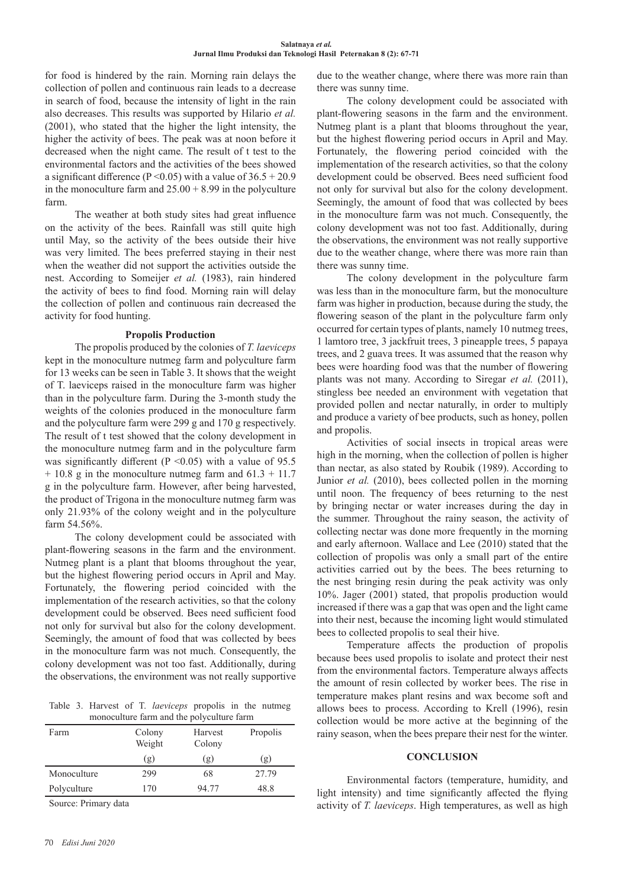for food is hindered by the rain. Morning rain delays the collection of pollen and continuous rain leads to a decrease in search of food, because the intensity of light in the rain also decreases. This results was supported by Hilario *et al.* (2001), who stated that the higher the light intensity, the higher the activity of bees. The peak was at noon before it decreased when the night came. The result of t test to the environmental factors and the activities of the bees showed a significant difference ($P < 0.05$) with a value of 36.5 + 20.9 in the monoculture farm and 25.00 + 8.99 in the polyculture farm.

The weather at both study sites had great influence on the activity of the bees. Rainfall was still quite high until May, so the activity of the bees outside their hive was very limited. The bees preferred staying in their nest when the weather did not support the activities outside the nest. According to Someijer *et al.* (1983), rain hindered the activity of bees to find food. Morning rain will delay the collection of pollen and continuous rain decreased the activity for food hunting.

### Propolis Production

The propolis produced by the colonies of *T. laeviceps* kept in the monoculture nutmeg farm and polyculture farm for 13 weeks can be seen in Table 3. It shows that the weight of T. laeviceps raised in the monoculture farm was higher than in the polyculture farm. During the 3-month study the weights of the colonies produced in the monoculture farm and the polyculture farm were 299 g and 170 g respectively. The result of t test showed that the colony development in the monoculture nutmeg farm and in the polyculture farm was significantly different ($P < 0.05$) with a value of 95.5 + 10.8 g in the monoculture nutmeg farm and 61.3 + 11.7 g in the polyculture farm. However, after being harvested, the product of Trigona in the monoculture nutmeg farm was only 21.93% of the colony weight and in the polyculture farm 54.56%.

The colony development could be associated with plant-flowering seasons in the farm and the environment. Nutmeg plant is a plant that blooms throughout the year, but the highest flowering period occurs in April and May. Fortunately, the flowering period coincided with the implementation of the research activities, so that the colony development could be observed. Bees need sufficient food not only for survival but also for the colony development. Seemingly, the amount of food that was collected by bees in the monoculture farm was not much. Consequently, the colony development was not too fast. Additionally, during the observations, the environment was not really supportive

Table 3. Harvest of T. *laeviceps* propolis in the nutmeg monoculture farm and the polyculture farm

| Farm | Colony Weight | Harvest Colony | Propolis |
|---|---|---|---|
| | (g) | (g) | (g) |
| Monoculture | 299 | 68 | 27.79 |
| Polyculture | 170 | 94.77 | 48.8 |

Source: Primary data

due to the weather change, where there was more rain than there was sunny time.

The colony development could be associated with plant-flowering seasons in the farm and the environment. Nutmeg plant is a plant that blooms throughout the year, but the highest flowering period occurs in April and May. Fortunately, the flowering period coincided with the implementation of the research activities, so that the colony development could be observed. Bees need sufficient food not only for survival but also for the colony development. Seemingly, the amount of food that was collected by bees in the monoculture farm was not much. Consequently, the colony development was not too fast. Additionally, during the observations, the environment was not really supportive due to the weather change, where there was more rain than there was sunny time.

The colony development in the polyculture farm was less than in the monoculture farm, but the monoculture farm was higher in production, because during the study, the flowering season of the plant in the polyculture farm only occurred for certain types of plants, namely 10 nutmeg trees, 1 lamtoro tree, 3 jackfruit trees, 3 pineapple trees, 5 papaya trees, and 2 guava trees. It was assumed that the reason why bees were hoarding food was that the number of flowering plants was not many. According to Siregar *et al.* (2011), stingless bee needed an environment with vegetation that provided pollen and nectar naturally, in order to multiply and produce a variety of bee products, such as honey, pollen and propolis.

Activities of social insects in tropical areas were high in the morning, when the collection of pollen is higher than nectar, as also stated by Roubik (1989). According to Junior *et al.* (2010), bees collected pollen in the morning until noon. The frequency of bees returning to the nest by bringing nectar or water increases during the day in the summer. Throughout the rainy season, the activity of collecting nectar was done more frequently in the morning and early afternoon. Wallace and Lee (2010) stated that the collection of propolis was only a small part of the entire activities carried out by the bees. The bees returning to the nest bringing resin during the peak activity was only 10%. Jager (2001) stated, that propolis production would increased if there was a gap that was open and the light came into their nest, because the incoming light would stimulated bees to collected propolis to seal their hive.

Temperature affects the production of propolis because bees used propolis to isolate and protect their nest from the environmental factors. Temperature always affects the amount of resin collected by worker bees. The rise in temperature makes plant resins and wax become soft and allows bees to process. According to Krell (1996), resin collection would be more active at the beginning of the rainy season, when the bees prepare their nest for the winter.

## CONCLUSION

Environmental factors (temperature, humidity, and light intensity) and time significantly affected the flying activity of *T. laeviceps*. High temperatures, as well as high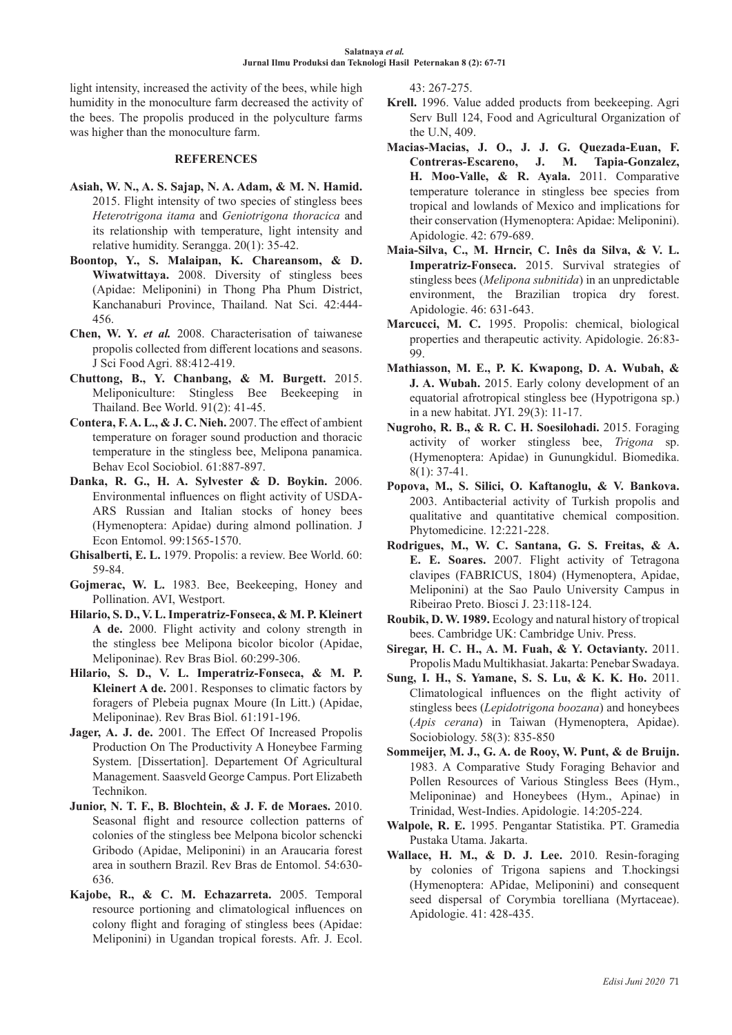light intensity, increased the activity of the bees, while high humidity in the monoculture farm decreased the activity of the bees. The propolis produced in the polyculture farms was higher than the monoculture farm.

## REFERENCES

**Asiah, W. N., A. S. Sajap, N. A. Adam, & M. N. Hamid.** 2015. Flight intensity of two species of stingless bees *Heterotrigona itama* and *Geniotrigona thoracica* and its relationship with temperature, light intensity and relative humidity. Serangga. 20(1): 35-42.

**Boontop, Y., S. Malaipan, K. Chareansom, & D. Wiwatwittaya.** 2008. Diversity of stingless bees (Apidae: Meliponini) in Thong Pha Phum District, Kanchanaburi Province, Thailand. Nat Sci. 42:444-456.

**Chen, W. Y. *et al.*** 2008. Characterisation of taiwanese propolis collected from different locations and seasons. J Sci Food Agri. 88:412-419.

**Chuttong, B., Y. Chanbang, & M. Burgett.** 2015. Meliponiculture: Stingless Bee Beekeeping in Thailand. Bee World. 91(2): 41-45.

**Contera, F. A. L., & J. C. Nieh.** 2007. The effect of ambient temperature on forager sound production and thoracic temperature in the stingless bee, Melipona panamica. Behav Ecol Sociobiol. 61:887-897.

**Danka, R. G., H. A. Sylvester & D. Boykin.** 2006. Environmental influences on flight activity of USDA-ARS Russian and Italian stocks of honey bees (Hymenoptera: Apidae) during almond pollination. J Econ Entomol. 99:1565-1570.

**Ghisalberti, E. L.** 1979. Propolis: a review. Bee World. 60: 59-84.

**Gojmerac, W. L.** 1983. Bee, Beekeeping, Honey and Pollination. AVI, Westport.

**Hilario, S. D., V. L. Imperatriz-Fonseca, & M. P. Kleinert A de.** 2000. Flight activity and colony strength in the stingless bee Melipona bicolor bicolor (Apidae, Meliponinae). Rev Bras Biol. 60:299-306.

**Hilario, S. D., V. L. Imperatriz-Fonseca, & M. P. Kleinert A de.** 2001. Responses to climatic factors by foragers of Plebeia pugnax Moure (In Litt.) (Apidae, Meliponinae). Rev Bras Biol. 61:191-196.

**Jager, A. J. de.** 2001. The Effect Of Increased Propolis Production On The Productivity A Honeybee Farming System. [Dissertation]. Departement Of Agricultural Management. Saasveld George Campus. Port Elizabeth Technikon.

**Junior, N. T. F., B. Blochtein, & J. F. de Moraes.** 2010. Seasonal flight and resource collection patterns of colonies of the stingless bee Melpona bicolor schencki Gribodo (Apidae, Meliponini) in an Araucaria forest area in southern Brazil. Rev Bras de Entomol. 54:630-636.

**Kajobe, R., & C. M. Echazarreta.** 2005. Temporal resource portioning and climatological influences on colony flight and foraging of stingless bees (Apidae: Meliponini) in Ugandan tropical forests. Afr. J. Ecol. 43: 267-275.

**Krell.** 1996. Value added products from beekeeping. Agri Serv Bull 124, Food and Agricultural Organization of the U.N, 409.

**Macias-Macias, J. O., J. J. G. Quezada-Euan, F. Contreras-Escareno, J. M. Tapia-Gonzalez, H. Moo-Valle, & R. Ayala.** 2011. Comparative temperature tolerance in stingless bee species from tropical and lowlands of Mexico and implications for their conservation (Hymenoptera: Apidae: Meliponini). Apidologie. 42: 679-689.

**Maia-Silva, C., M. Hrncir, C. Inês da Silva, & V. L. Imperatriz-Fonseca.** 2015. Survival strategies of stingless bees (*Melipona subnitida*) in an unpredictable environment, the Brazilian tropica dry forest. Apidologie. 46: 631-643.

**Marcucci, M. C.** 1995. Propolis: chemical, biological properties and therapeutic activity. Apidologie. 26:83-99.

**Mathiasson, M. E., P. K. Kwapong, D. A. Wubah, & J. A. Wubah.** 2015. Early colony development of an equatorial afrotropical stingless bee (Hypotrigona sp.) in a new habitat. JYI. 29(3): 11-17.

**Nugroho, R. B., & R. C. H. Soesilohadi.** 2015. Foraging activity of worker stingless bee, *Trigona* sp. (Hymenoptera: Apidae) in Gunungkidul. Biomedika. 8(1): 37-41.

**Popova, M., S. Silici, O. Kaftanoglu, & V. Bankova.** 2003. Antibacterial activity of Turkish propolis and qualitative and quantitative chemical composition. Phytomedicine. 12:221-228.

**Rodrigues, M., W. C. Santana, G. S. Freitas, & A. E. E. Soares.** 2007. Flight activity of Tetragona clavipes (FABRICUS, 1804) (Hymenoptera, Apidae, Meliponini) at the Sao Paulo University Campus in Ribeirao Preto. Biosci J. 23:118-124.

**Roubik, D. W. 1989.** Ecology and natural history of tropical bees. Cambridge UK: Cambridge Univ. Press.

**Siregar, H. C. H., A. M. Fuah, & Y. Octavianty.** 2011. Propolis Madu Multikhasiat. Jakarta: Penebar Swadaya.

**Sung, I. H., S. Yamane, S. S. Lu, & K. K. Ho.** 2011. Climatological influences on the flight activity of stingless bees (*Lepidotrigona boozana*) and honeybees (*Apis cerana*) in Taiwan (Hymenoptera, Apidae). Sociobiology. 58(3): 835-850

**Sommeijer, M. J., G. A. de Rooy, W. Punt, & de Bruijn.** 1983. A Comparative Study Foraging Behavior and Pollen Resources of Various Stingless Bees (Hym., Meliponinae) and Honeybees (Hym., Apinae) in Trinidad, West-Indies. Apidologie. 14:205-224.

**Walpole, R. E.** 1995. Pengantar Statistika. PT. Gramedia Pustaka Utama. Jakarta.

**Wallace, H. M., & D. J. Lee.** 2010. Resin-foraging by colonies of Trigona sapiens and T.hockingsi (Hymenoptera: APidae, Meliponini) and consequent seed dispersal of Corymbia torelliana (Myrtaceae). Apidologie. 41: 428-435.